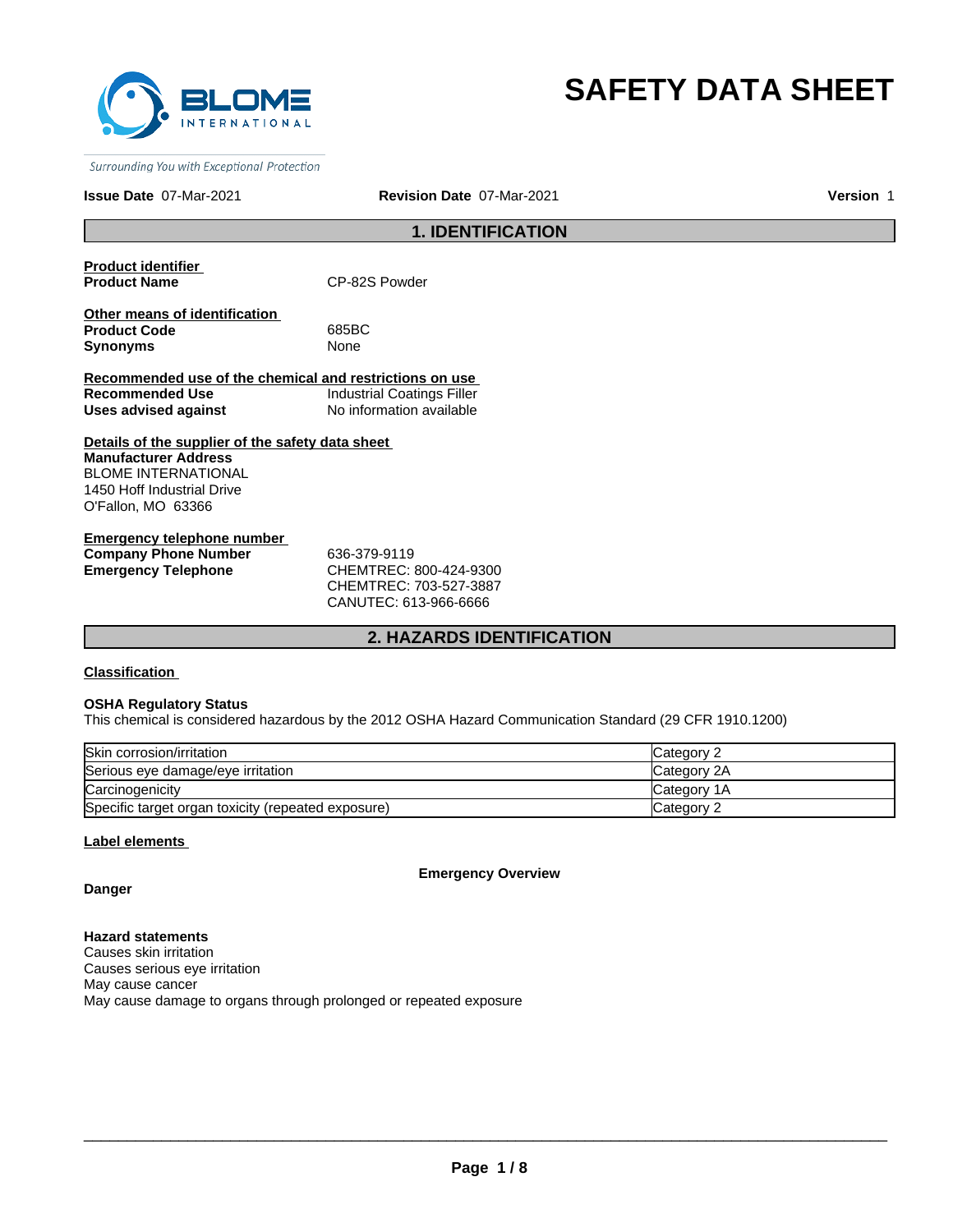BLOME INTERNATIONAL

*Surrounding You with Exceptional Protection*

# SAFETY DATA SHEET

**Issue Date** 07-Mar-2021 **Revision Date** 07-Mar-2021 **Version** 1

## 1. IDENTIFICATION

**Product identifier**

**Product Name** CP-82S Powder

**Other means of identification**

**Product Code** 685BC

**Synonyms** None

**Recommended use of the chemical and restrictions on use**

**Recommended Use** Industrial Coatings Filler

**Uses advised against** No information available

**Details of the supplier of the safety data sheet**

**Manufacturer Address**
BLOME INTERNATIONAL
1450 Hoff Industrial Drive
O'Fallon, MO 63366

**Emergency telephone number**

**Company Phone Number** 636-379-9119

**Emergency Telephone** CHEMTREC: 800-424-9300
CHEMTREC: 703-527-3887
CANUTEC: 613-966-6666

## 2. HAZARDS IDENTIFICATION

**Classification**

**OSHA Regulatory Status**
This chemical is considered hazardous by the 2012 OSHA Hazard Communication Standard (29 CFR 1910.1200)

| Hazard | Category |
| --- | --- |
| Skin corrosion/irritation | Category 2 |
| Serious eye damage/eye irritation | Category 2A |
| Carcinogenicity | Category 1A |
| Specific target organ toxicity (repeated exposure) | Category 2 |

**Label elements**

**Emergency Overview**

**Danger**

**Hazard statements**
Causes skin irritation
Causes serious eye irritation
May cause cancer
May cause damage to organs through prolonged or repeated exposure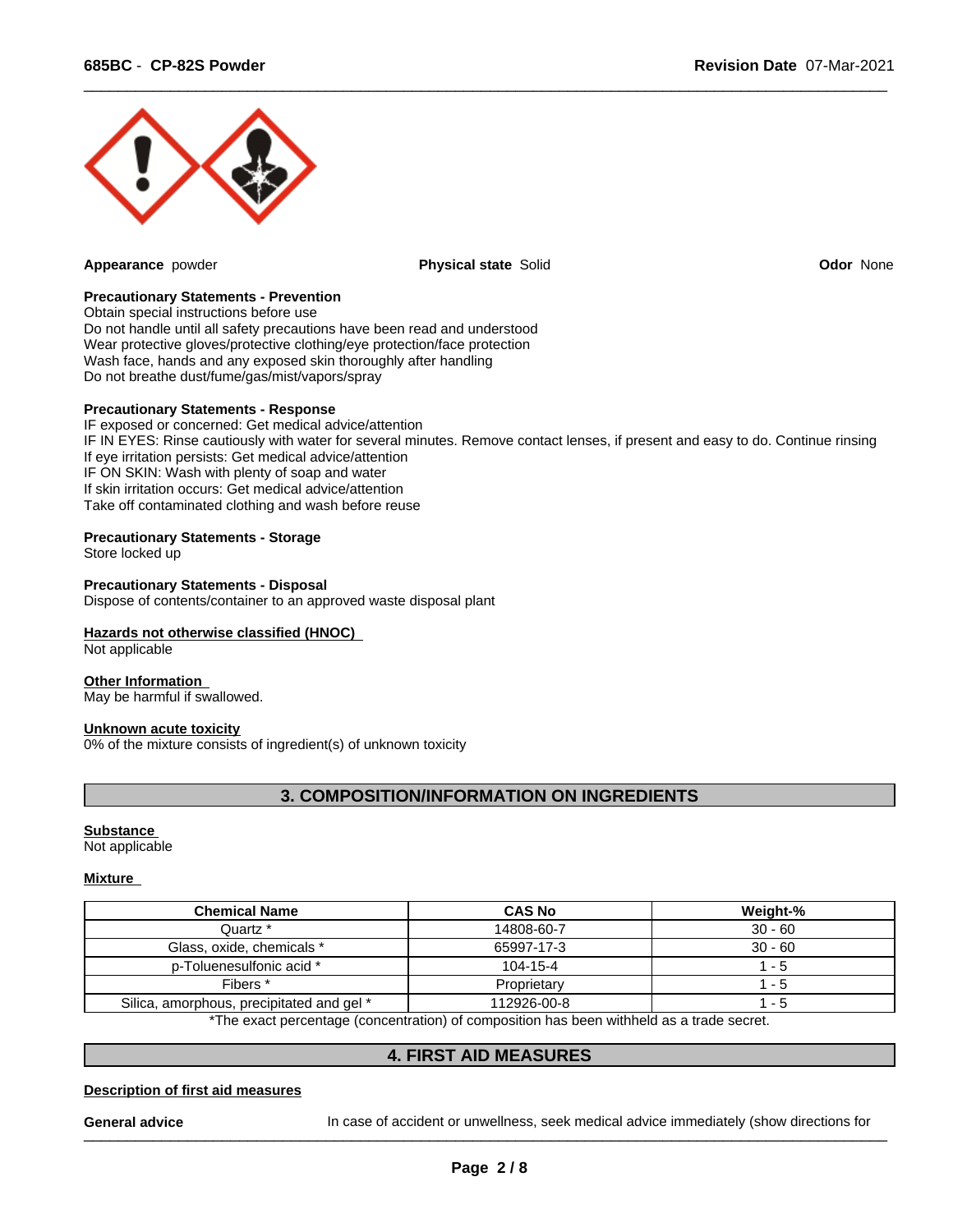**Appearance** powder **Physical state** Solid **Odor** None

**Precautionary Statements - Prevention**
Obtain special instructions before use
Do not handle until all safety precautions have been read and understood
Wear protective gloves/protective clothing/eye protection/face protection
Wash face, hands and any exposed skin thoroughly after handling
Do not breathe dust/fume/gas/mist/vapors/spray

**Precautionary Statements - Response**
IF exposed or concerned: Get medical advice/attention
IF IN EYES: Rinse cautiously with water for several minutes. Remove contact lenses, if present and easy to do. Continue rinsing
If eye irritation persists: Get medical advice/attention
IF ON SKIN: Wash with plenty of soap and water
If skin irritation occurs: Get medical advice/attention
Take off contaminated clothing and wash before reuse

**Precautionary Statements - Storage**
Store locked up

**Precautionary Statements - Disposal**
Dispose of contents/container to an approved waste disposal plant

**Hazards not otherwise classified (HNOC)**
Not applicable

**Other Information**
May be harmful if swallowed.

**Unknown acute toxicity**
0% of the mixture consists of ingredient(s) of unknown toxicity

## 3. COMPOSITION/INFORMATION ON INGREDIENTS

**Substance**
Not applicable

**Mixture**

| Chemical Name | CAS No | Weight-% |
|---|---|---|
| Quartz * | 14808-60-7 | 30 - 60 |
| Glass, oxide, chemicals * | 65997-17-3 | 30 - 60 |
| p-Toluenesulfonic acid * | 104-15-4 | 1 - 5 |
| Fibers * | Proprietary | 1 - 5 |
| Silica, amorphous, precipitated and gel * | 112926-00-8 | 1 - 5 |

*The exact percentage (concentration) of composition has been withheld as a trade secret.

## 4. FIRST AID MEASURES

**Description of first aid measures**

**General advice** In case of accident or unwellness, seek medical advice immediately (show directions for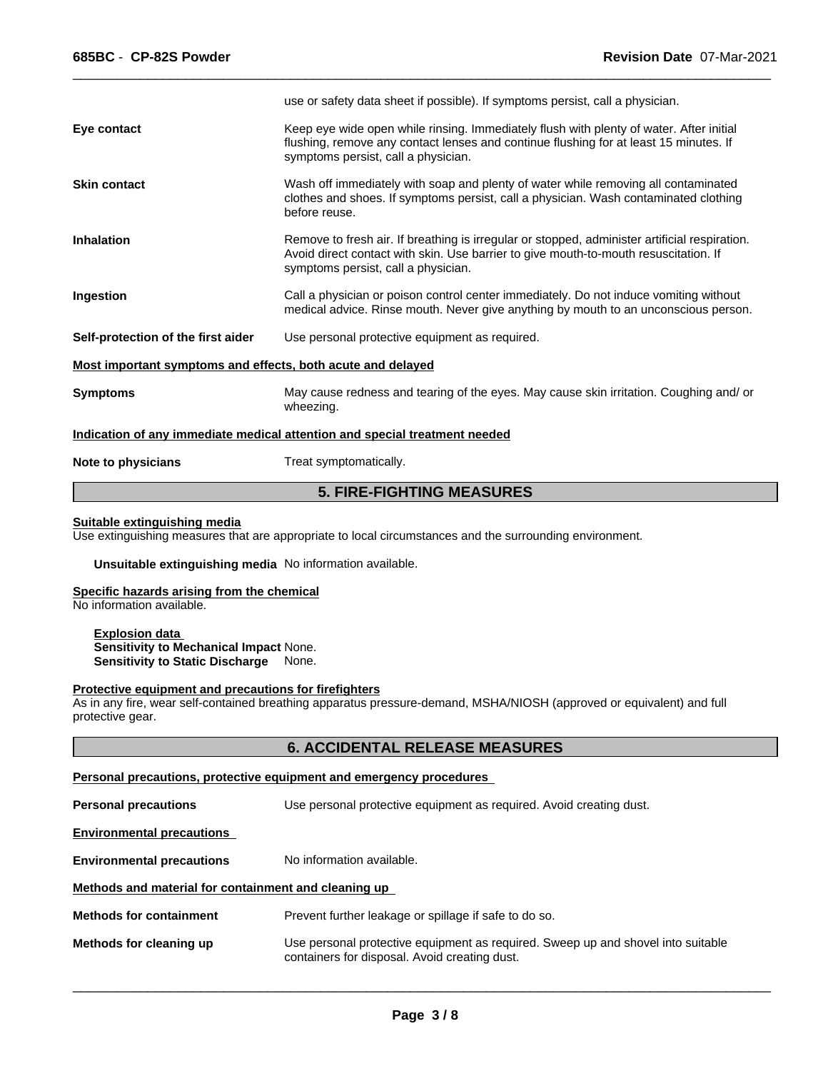use or safety data sheet if possible). If symptoms persist, call a physician.

| | |
|---|---|
| **Eye contact** | Keep eye wide open while rinsing. Immediately flush with plenty of water. After initial flushing, remove any contact lenses and continue flushing for at least 15 minutes. If symptoms persist, call a physician. |
| **Skin contact** | Wash off immediately with soap and plenty of water while removing all contaminated clothes and shoes. If symptoms persist, call a physician. Wash contaminated clothing before reuse. |
| **Inhalation** | Remove to fresh air. If breathing is irregular or stopped, administer artificial respiration. Avoid direct contact with skin. Use barrier to give mouth-to-mouth resuscitation. If symptoms persist, call a physician. |
| **Ingestion** | Call a physician or poison control center immediately. Do not induce vomiting without medical advice. Rinse mouth. Never give anything by mouth to an unconscious person. |
| **Self-protection of the first aider** | Use personal protective equipment as required. |

**Most important symptoms and effects, both acute and delayed**

| | |
|---|---|
| **Symptoms** | May cause redness and tearing of the eyes. May cause skin irritation. Coughing and/ or wheezing. |

**Indication of any immediate medical attention and special treatment needed**

| | |
|---|---|
| **Note to physicians** | Treat symptomatically. |

## 5. FIRE-FIGHTING MEASURES

**Suitable extinguishing media**
Use extinguishing measures that are appropriate to local circumstances and the surrounding environment.

**Unsuitable extinguishing media** No information available.

**Specific hazards arising from the chemical**
No information available.

**Explosion data**
**Sensitivity to Mechanical Impact** None.
**Sensitivity to Static Discharge** None.

**Protective equipment and precautions for firefighters**
As in any fire, wear self-contained breathing apparatus pressure-demand, MSHA/NIOSH (approved or equivalent) and full protective gear.

## 6. ACCIDENTAL RELEASE MEASURES

**Personal precautions, protective equipment and emergency procedures**

| | |
|---|---|
| **Personal precautions** | Use personal protective equipment as required. Avoid creating dust. |

**Environmental precautions**

| | |
|---|---|
| **Environmental precautions** | No information available. |

**Methods and material for containment and cleaning up**

| | |
|---|---|
| **Methods for containment** | Prevent further leakage or spillage if safe to do so. |
| **Methods for cleaning up** | Use personal protective equipment as required. Sweep up and shovel into suitable containers for disposal. Avoid creating dust. |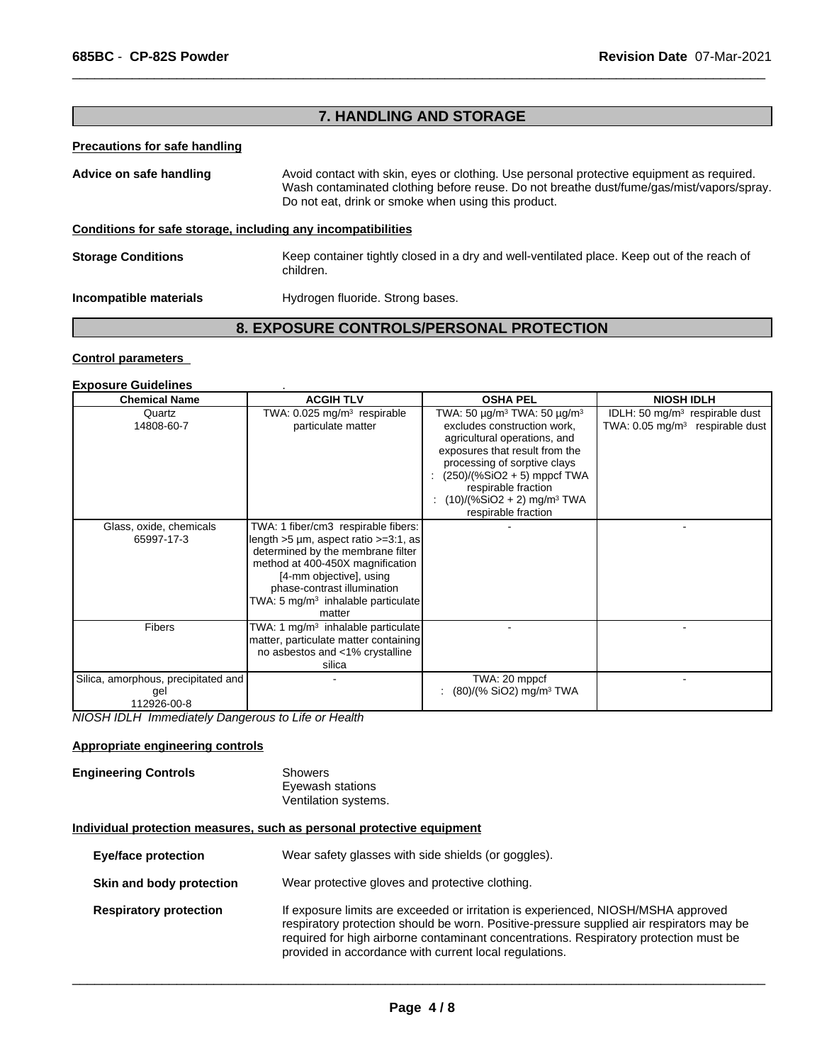## 7. HANDLING AND STORAGE

**Precautions for safe handling**

**Advice on safe handling** — Avoid contact with skin, eyes or clothing. Use personal protective equipment as required. Wash contaminated clothing before reuse. Do not breathe dust/fume/gas/mist/vapors/spray. Do not eat, drink or smoke when using this product.

**Conditions for safe storage, including any incompatibilities**

**Storage Conditions** — Keep container tightly closed in a dry and well-ventilated place. Keep out of the reach of children.

**Incompatible materials** — Hydrogen fluoride. Strong bases.

## 8. EXPOSURE CONTROLS/PERSONAL PROTECTION

**Control parameters**

**Exposure Guidelines** .

| Chemical Name | ACGIH TLV | OSHA PEL | NIOSH IDLH |
| --- | --- | --- | --- |
| Quartz<br>14808-60-7 | TWA: 0.025 mg/m³ respirable particulate matter | TWA: 50 µg/m³ TWA: 50 µg/m³ excludes construction work, agricultural operations, and exposures that result from the processing of sorptive clays<br>: $(250)/(\%SiO_2 + 5)$ mppcf TWA respirable fraction<br>: $(10)/(\%SiO_2 + 2)$ mg/m³ TWA respirable fraction | IDLH: 50 mg/m³ respirable dust<br>TWA: 0.05 mg/m³ respirable dust |
| Glass, oxide, chemicals<br>65997-17-3 | TWA: 1 fiber/cm3 respirable fibers: length >5 µm, aspect ratio >=3:1, as determined by the membrane filter method at 400-450X magnification [4-mm objective], using phase-contrast illumination<br>TWA: 5 mg/m³ inhalable particulate matter | - | - |
| Fibers | TWA: 1 mg/m³ inhalable particulate matter, particulate matter containing no asbestos and <1% crystalline silica | - | - |
| Silica, amorphous, precipitated and gel<br>112926-00-8 | - | TWA: 20 mppcf<br>: $(80)/(\% SiO_2)$ mg/m³ TWA | - |

*NIOSH IDLH Immediately Dangerous to Life or Health*

**Appropriate engineering controls**

**Engineering Controls** — Showers
Eyewash stations
Ventilation systems.

**Individual protection measures, such as personal protective equipment**

**Eye/face protection** — Wear safety glasses with side shields (or goggles).

**Skin and body protection** — Wear protective gloves and protective clothing.

**Respiratory protection** — If exposure limits are exceeded or irritation is experienced, NIOSH/MSHA approved respiratory protection should be worn. Positive-pressure supplied air respirators may be required for high airborne contaminant concentrations. Respiratory protection must be provided in accordance with current local regulations.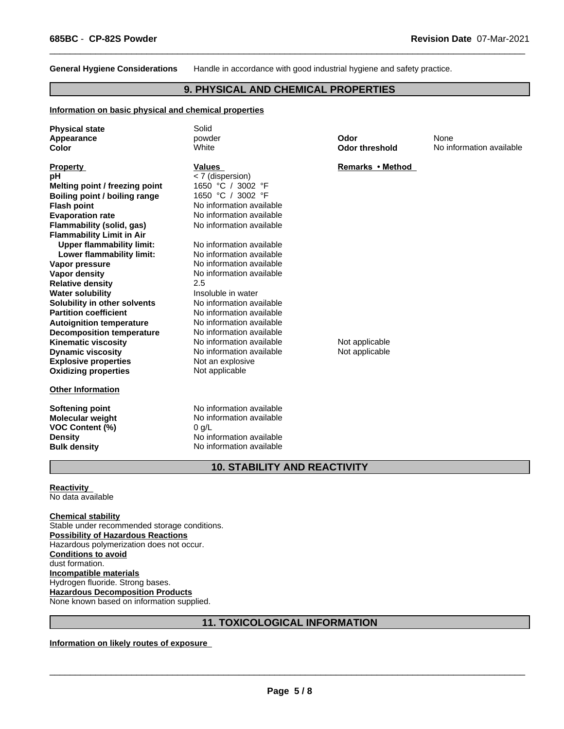**General Hygiene Considerations** Handle in accordance with good industrial hygiene and safety practice.

## 9. PHYSICAL AND CHEMICAL PROPERTIES

**Information on basic physical and chemical properties**

| | | | |
|---|---|---|---|
| **Physical state** | Solid | | |
| **Appearance** | powder | **Odor** | None |
| **Color** | White | **Odor threshold** | No information available |

| **Property** | **Values** | **Remarks • Method** |
|---|---|---|
| **pH** | < 7 (dispersion) | |
| **Melting point / freezing point** | 1650 °C / 3002 °F | |
| **Boiling point / boiling range** | 1650 °C / 3002 °F | |
| **Flash point** | No information available | |
| **Evaporation rate** | No information available | |
| **Flammability (solid, gas)** | No information available | |
| **Flammability Limit in Air** | | |
| **Upper flammability limit:** | No information available | |
| **Lower flammability limit:** | No information available | |
| **Vapor pressure** | No information available | |
| **Vapor density** | No information available | |
| **Relative density** | 2.5 | |
| **Water solubility** | Insoluble in water | |
| **Solubility in other solvents** | No information available | |
| **Partition coefficient** | No information available | |
| **Autoignition temperature** | No information available | |
| **Decomposition temperature** | No information available | |
| **Kinematic viscosity** | No information available | Not applicable |
| **Dynamic viscosity** | No information available | Not applicable |
| **Explosive properties** | Not an explosive | |
| **Oxidizing properties** | Not applicable | |

**Other Information**

| | |
|---|---|
| **Softening point** | No information available |
| **Molecular weight** | No information available |
| **VOC Content (%)** | 0 g/L |
| **Density** | No information available |
| **Bulk density** | No information available |

## 10. STABILITY AND REACTIVITY

**Reactivity**
No data available

**Chemical stability**
Stable under recommended storage conditions.
**Possibility of Hazardous Reactions**
Hazardous polymerization does not occur.
**Conditions to avoid**
dust formation.
**Incompatible materials**
Hydrogen fluoride. Strong bases.
**Hazardous Decomposition Products**
None known based on information supplied.

## 11. TOXICOLOGICAL INFORMATION

**Information on likely routes of exposure**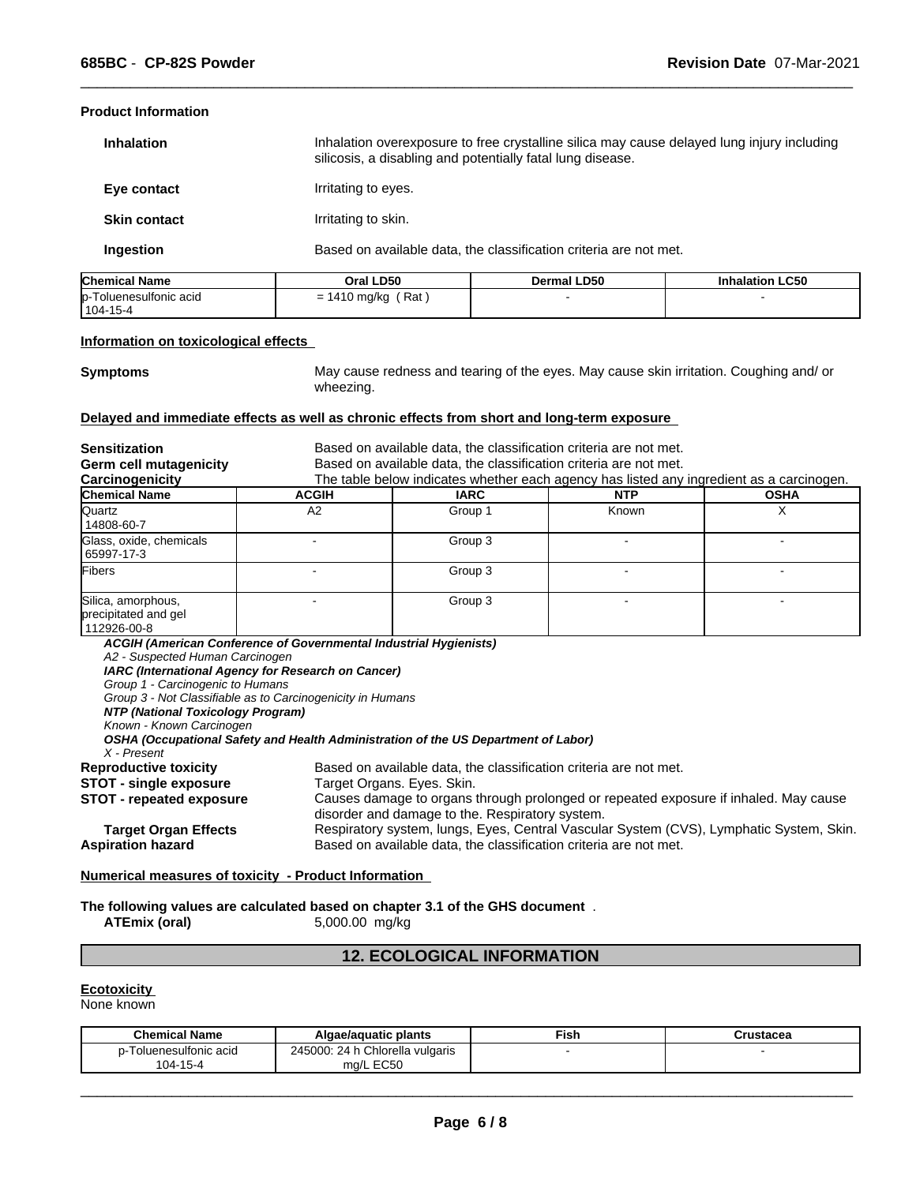**Product Information**

| | |
|---|---|
| **Inhalation** | Inhalation overexposure to free crystalline silica may cause delayed lung injury including silicosis, a disabling and potentially fatal lung disease. |
| **Eye contact** | Irritating to eyes. |
| **Skin contact** | Irritating to skin. |
| **Ingestion** | Based on available data, the classification criteria are not met. |

| Chemical Name | Oral LD50 | Dermal LD50 | Inhalation LC50 |
|---|---|---|---|
| p-Toluenesulfonic acid 104-15-4 | = 1410 mg/kg ( Rat ) | - | - |

**Information on toxicological effects**

**Symptoms** May cause redness and tearing of the eyes. May cause skin irritation. Coughing and/ or wheezing.

**Delayed and immediate effects as well as chronic effects from short and long-term exposure**

**Sensitization** Based on available data, the classification criteria are not met.
**Germ cell mutagenicity** Based on available data, the classification criteria are not met.
**Carcinogenicity** The table below indicates whether each agency has listed any ingredient as a carcinogen.

| Chemical Name | ACGIH | IARC | NTP | OSHA |
|---|---|---|---|---|
| Quartz 14808-60-7 | A2 | Group 1 | Known | X |
| Glass, oxide, chemicals 65997-17-3 | - | Group 3 | - | - |
| Fibers | - | Group 3 | - | - |
| Silica, amorphous, precipitated and gel 112926-00-8 | - | Group 3 | - | - |

***ACGIH (American Conference of Governmental Industrial Hygienists)***
*A2 - Suspected Human Carcinogen*
***IARC (International Agency for Research on Cancer)***
*Group 1 - Carcinogenic to Humans*
*Group 3 - Not Classifiable as to Carcinogenicity in Humans*
***NTP (National Toxicology Program)***
*Known - Known Carcinogen*
***OSHA (Occupational Safety and Health Administration of the US Department of Labor)***
*X - Present*

**Reproductive toxicity** Based on available data, the classification criteria are not met.
**STOT - single exposure** Target Organs. Eyes. Skin.
**STOT - repeated exposure** Causes damage to organs through prolonged or repeated exposure if inhaled. May cause disorder and damage to the. Respiratory system.
**Target Organ Effects** Respiratory system, lungs, Eyes, Central Vascular System (CVS), Lymphatic System, Skin.
**Aspiration hazard** Based on available data, the classification criteria are not met.

**Numerical measures of toxicity - Product Information**

**The following values are calculated based on chapter 3.1 of the GHS document** .
**ATEmix (oral)** 5,000.00 mg/kg

## 12. ECOLOGICAL INFORMATION

**Ecotoxicity**
None known

| Chemical Name | Algae/aquatic plants | Fish | Crustacea |
|---|---|---|---|
| p-Toluenesulfonic acid 104-15-4 | 245000: 24 h Chlorella vulgaris mg/L EC50 | - | - |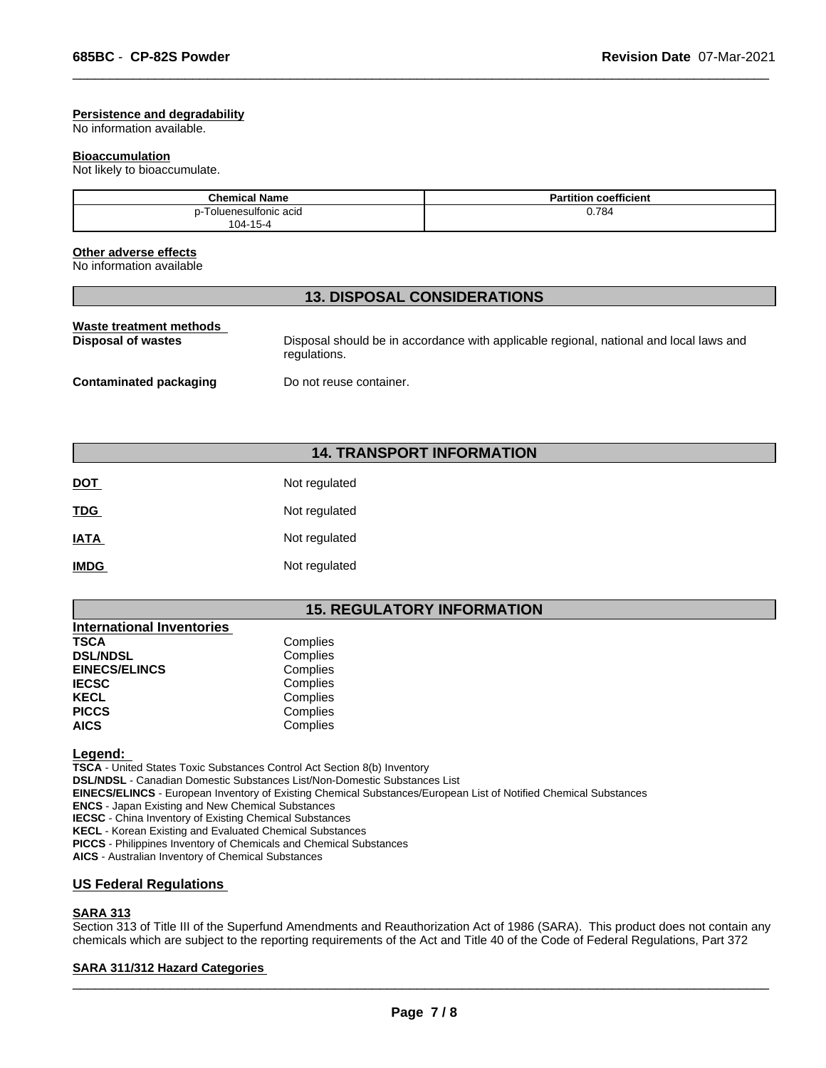**Persistence and degradability**
No information available.

**Bioaccumulation**
Not likely to bioaccumulate.

| Chemical Name | Partition coefficient |
|---|---|
| p-Toluenesulfonic acid<br>104-15-4 | 0.784 |

**Other adverse effects**
No information available

## 13. DISPOSAL CONSIDERATIONS

**Waste treatment methods**

**Disposal of wastes** — Disposal should be in accordance with applicable regional, national and local laws and regulations.

**Contaminated packaging** — Do not reuse container.

## 14. TRANSPORT INFORMATION

**DOT** — Not regulated

**TDG** — Not regulated

**IATA** — Not regulated

**IMDG** — Not regulated

## 15. REGULATORY INFORMATION

**International Inventories**

| | |
|---|---|
| **TSCA** | Complies |
| **DSL/NDSL** | Complies |
| **EINECS/ELINCS** | Complies |
| **IECSC** | Complies |
| **KECL** | Complies |
| **PICCS** | Complies |
| **AICS** | Complies |

**Legend:**
**TSCA** - United States Toxic Substances Control Act Section 8(b) Inventory
**DSL/NDSL** - Canadian Domestic Substances List/Non-Domestic Substances List
**EINECS/ELINCS** - European Inventory of Existing Chemical Substances/European List of Notified Chemical Substances
**ENCS** - Japan Existing and New Chemical Substances
**IECSC** - China Inventory of Existing Chemical Substances
**KECL** - Korean Existing and Evaluated Chemical Substances
**PICCS** - Philippines Inventory of Chemicals and Chemical Substances
**AICS** - Australian Inventory of Chemical Substances

### US Federal Regulations

**SARA 313**
Section 313 of Title III of the Superfund Amendments and Reauthorization Act of 1986 (SARA). This product does not contain any chemicals which are subject to the reporting requirements of the Act and Title 40 of the Code of Federal Regulations, Part 372

**SARA 311/312 Hazard Categories**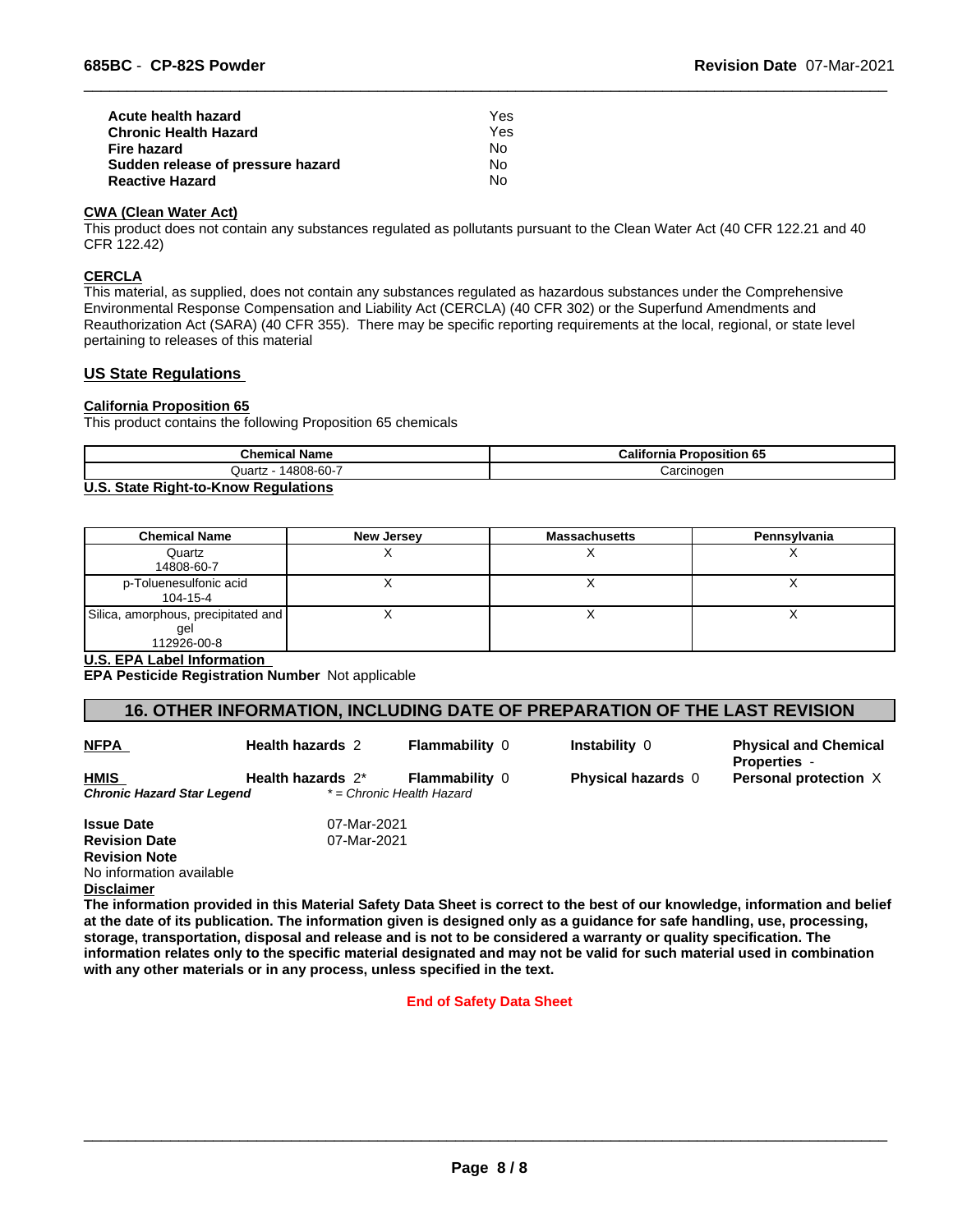| | |
|---|---|
| **Acute health hazard** | Yes |
| **Chronic Health Hazard** | Yes |
| **Fire hazard** | No |
| **Sudden release of pressure hazard** | No |
| **Reactive Hazard** | No |

**CWA (Clean Water Act)**

This product does not contain any substances regulated as pollutants pursuant to the Clean Water Act (40 CFR 122.21 and 40 CFR 122.42)

**CERCLA**

This material, as supplied, does not contain any substances regulated as hazardous substances under the Comprehensive Environmental Response Compensation and Liability Act (CERCLA) (40 CFR 302) or the Superfund Amendments and Reauthorization Act (SARA) (40 CFR 355). There may be specific reporting requirements at the local, regional, or state level pertaining to releases of this material

**US State Regulations**

**California Proposition 65**

This product contains the following Proposition 65 chemicals

| Chemical Name | California Proposition 65 |
|---|---|
| Quartz - 14808-60-7 | Carcinogen |

**U.S. State Right-to-Know Regulations**

| Chemical Name | New Jersey | Massachusetts | Pennsylvania |
|---|---|---|---|
| Quartz 14808-60-7 | X | X | X |
| p-Toluenesulfonic acid 104-15-4 | X | X | X |
| Silica, amorphous, precipitated and gel 112926-00-8 | X | X | X |

**U.S. EPA Label Information**

**EPA Pesticide Registration Number** Not applicable

## 16. OTHER INFORMATION, INCLUDING DATE OF PREPARATION OF THE LAST REVISION

| | | | | |
|---|---|---|---|---|
| **NFPA** | **Health hazards** 2 | **Flammability** 0 | **Instability** 0 | **Physical and Chemical Properties** - |
| **HMIS** | **Health hazards** 2* | **Flammability** 0 | **Physical hazards** 0 | **Personal protection** X |

***Chronic Hazard Star Legend*** *\* = Chronic Health Hazard*

**Issue Date** 07-Mar-2021
**Revision Date** 07-Mar-2021
**Revision Note**
No information available

**Disclaimer**

**The information provided in this Material Safety Data Sheet is correct to the best of our knowledge, information and belief at the date of its publication. The information given is designed only as a guidance for safe handling, use, processing, storage, transportation, disposal and release and is not to be considered a warranty or quality specification. The information relates only to the specific material designated and may not be valid for such material used in combination with any other materials or in any process, unless specified in the text.**

**End of Safety Data Sheet**